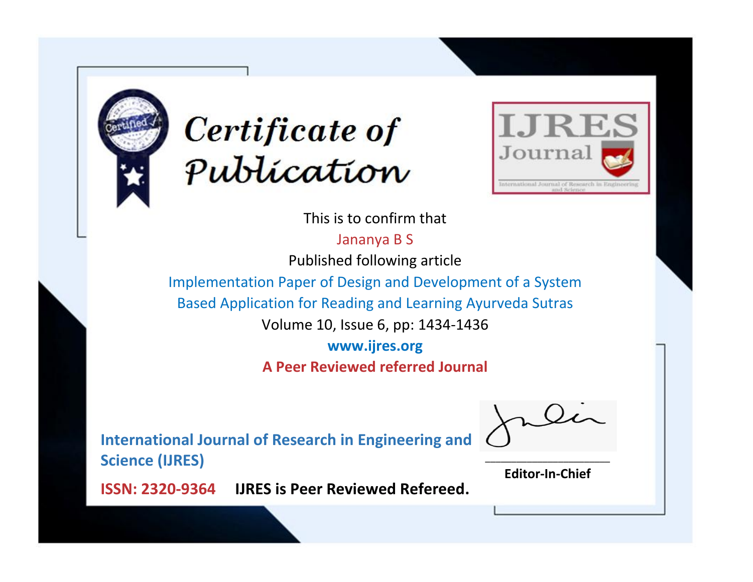# Certificate of Publication

IJRES Journal

International Journal of Research in Engineering and Science

This is to confirm that

Jananya B S

Published following article

Implementation Paper of Design and Development of a System Based Application for Reading and Learning Ayurveda Sutras

Volume 10, Issue 6, pp: 1434-1436

**www.ijres.org**

**A Peer Reviewed referred Journal**

**International Journal of Research in Engineering and Science (IJRES)**

**ISSN: 2320-9364** **IJRES is Peer Reviewed Refereed.**

**Editor-In-Chief**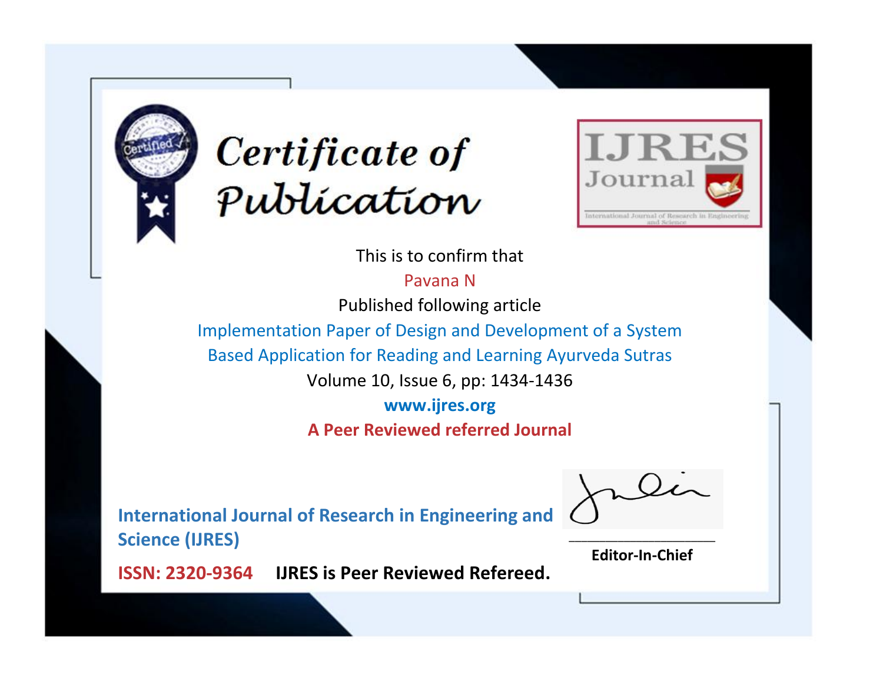# Certificate of Publication

IJRES Journal

International Journal of Research in Engineering and Science

This is to confirm that

Pavana N

Published following article

Implementation Paper of Design and Development of a System Based Application for Reading and Learning Ayurveda Sutras

Volume 10, Issue 6, pp: 1434-1436

www.ijres.org

**A Peer Reviewed referred Journal**

**International Journal of Research in Engineering and Science (IJRES)**

**ISSN: 2320-9364** **IJRES is Peer Reviewed Refereed.**

**Editor-In-Chief**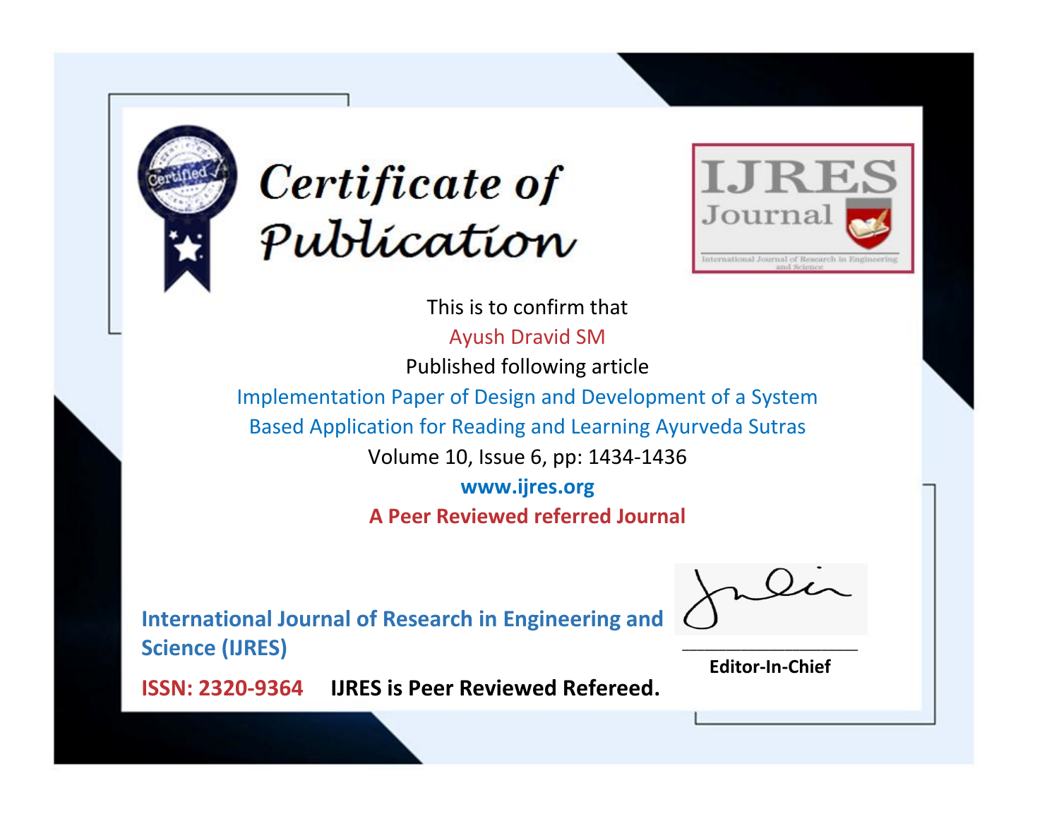# Certificate of Publication

**IJRES Journal**

International Journal of Research in Engineering and Science

This is to confirm that

Ayush Dravid SM

Published following article

Implementation Paper of Design and Development of a System Based Application for Reading and Learning Ayurveda Sutras

Volume 10, Issue 6, pp: 1434-1436

**www.ijres.org**

**A Peer Reviewed referred Journal**

**International Journal of Research in Engineering and Science (IJRES)**

**ISSN: 2320-9364** **IJRES is Peer Reviewed Refereed.**

**Editor-In-Chief**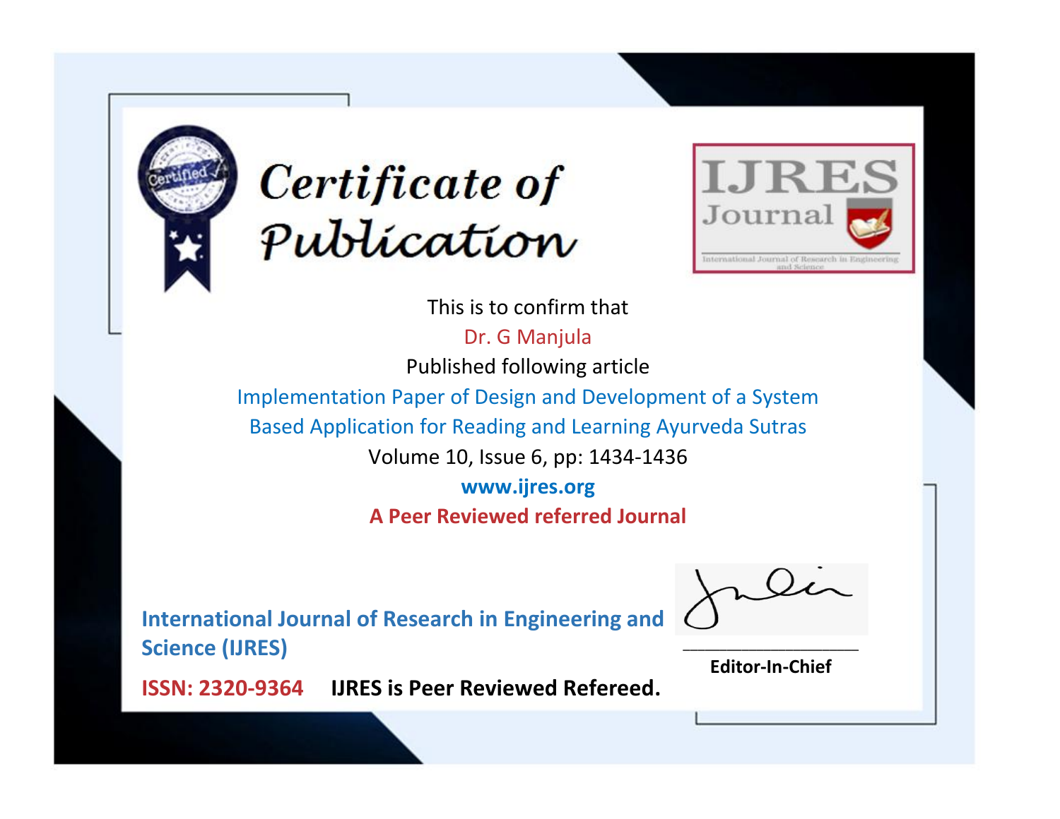# Certificate of Publication

IJRES Journal

International Journal of Research in Engineering and Science

This is to confirm that

Dr. G Manjula

Published following article

Implementation Paper of Design and Development of a System Based Application for Reading and Learning Ayurveda Sutras

Volume 10, Issue 6, pp: 1434-1436

**www.ijres.org**

**A Peer Reviewed referred Journal**

**International Journal of Research in Engineering and Science (IJRES)**

**ISSN: 2320-9364** **IJRES is Peer Reviewed Refereed.**

**Editor-In-Chief**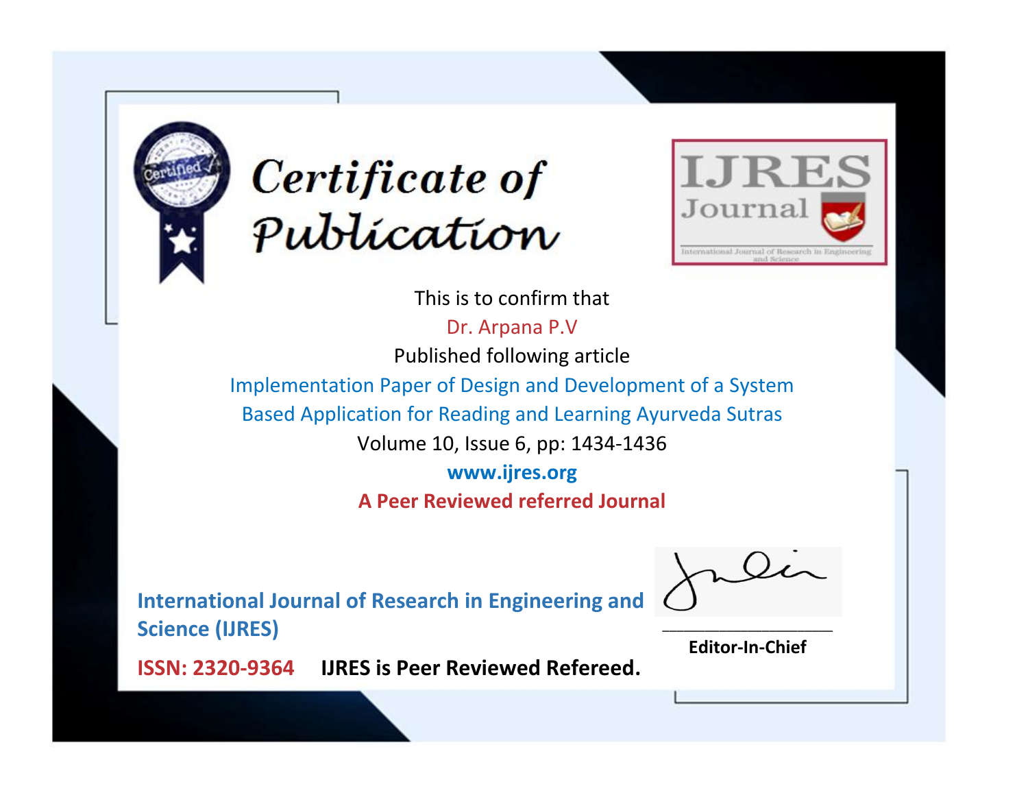# Certificate of Publication

IJRES Journal

International Journal of Research in Engineering and Science

This is to confirm that

Dr. Arpana P.V

Published following article

Implementation Paper of Design and Development of a System Based Application for Reading and Learning Ayurveda Sutras

Volume 10, Issue 6, pp: 1434-1436

**www.ijres.org**

**A Peer Reviewed referred Journal**

**International Journal of Research in Engineering and Science (IJRES)**

**ISSN: 2320-9364** **IJRES is Peer Reviewed Refereed.**

**Editor-In-Chief**